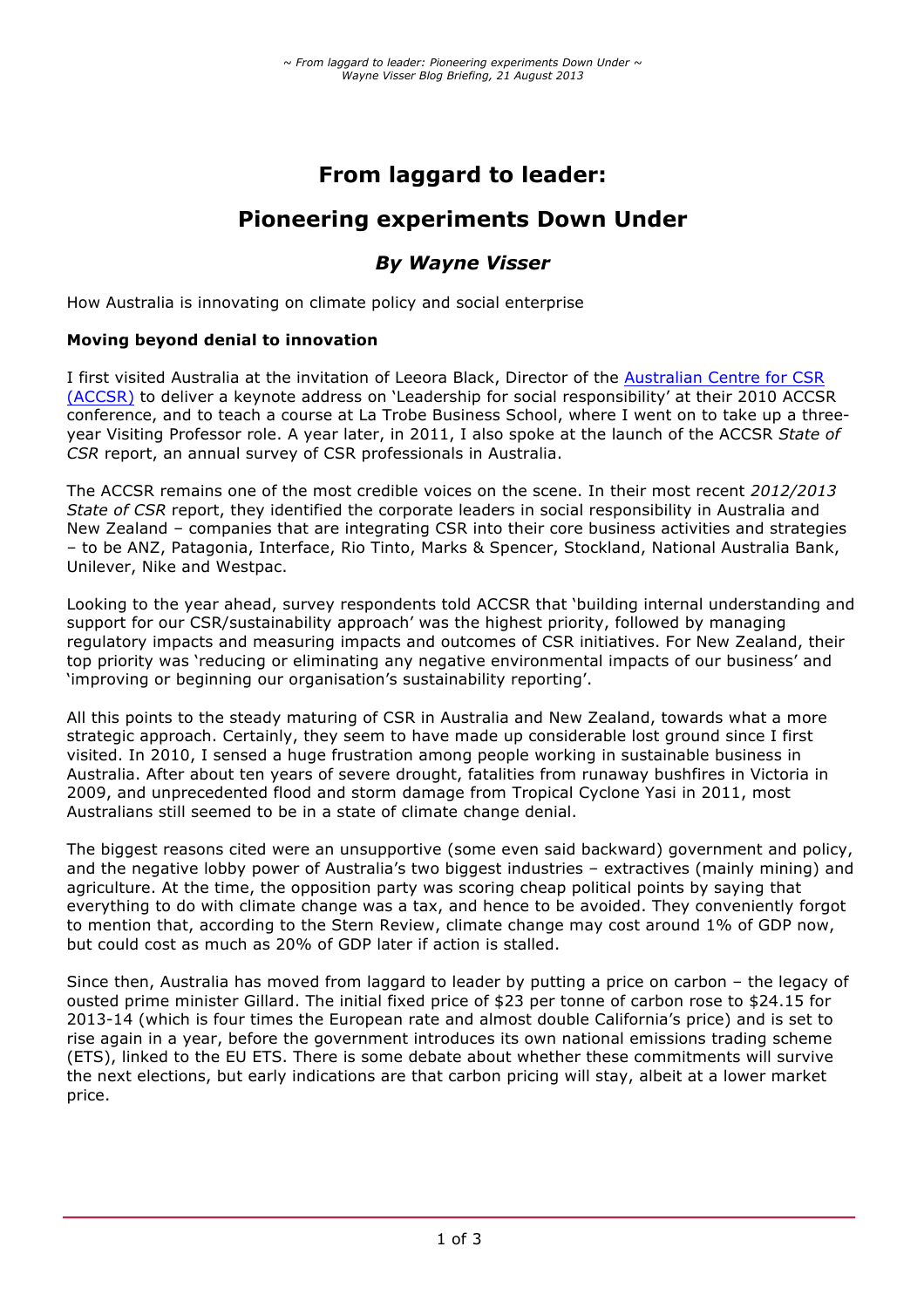# From laggard to leader:

# Pioneering experiments Down Under

### *By Wayne Visser*

How Australia is innovating on climate policy and social enterprise

**Moving beyond denial to innovation**

I first visited Australia at the invitation of Leeora Black, Director of the Australian Centre for CSR (ACCSR) to deliver a keynote address on 'Leadership for social responsibility' at their 2010 ACCSR conference, and to teach a course at La Trobe Business School, where I went on to take up a three-year Visiting Professor role. A year later, in 2011, I also spoke at the launch of the ACCSR *State of CSR* report, an annual survey of CSR professionals in Australia.

The ACCSR remains one of the most credible voices on the scene. In their most recent *2012/2013 State of CSR* report, they identified the corporate leaders in social responsibility in Australia and New Zealand – companies that are integrating CSR into their core business activities and strategies – to be ANZ, Patagonia, Interface, Rio Tinto, Marks & Spencer, Stockland, National Australia Bank, Unilever, Nike and Westpac.

Looking to the year ahead, survey respondents told ACCSR that 'building internal understanding and support for our CSR/sustainability approach' was the highest priority, followed by managing regulatory impacts and measuring impacts and outcomes of CSR initiatives. For New Zealand, their top priority was 'reducing or eliminating any negative environmental impacts of our business' and 'improving or beginning our organisation's sustainability reporting'.

All this points to the steady maturing of CSR in Australia and New Zealand, towards what a more strategic approach. Certainly, they seem to have made up considerable lost ground since I first visited. In 2010, I sensed a huge frustration among people working in sustainable business in Australia. After about ten years of severe drought, fatalities from runaway bushfires in Victoria in 2009, and unprecedented flood and storm damage from Tropical Cyclone Yasi in 2011, most Australians still seemed to be in a state of climate change denial.

The biggest reasons cited were an unsupportive (some even said backward) government and policy, and the negative lobby power of Australia's two biggest industries – extractives (mainly mining) and agriculture. At the time, the opposition party was scoring cheap political points by saying that everything to do with climate change was a tax, and hence to be avoided. They conveniently forgot to mention that, according to the Stern Review, climate change may cost around 1% of GDP now, but could cost as much as 20% of GDP later if action is stalled.

Since then, Australia has moved from laggard to leader by putting a price on carbon – the legacy of ousted prime minister Gillard. The initial fixed price of $23 per tonne of carbon rose to $24.15 for 2013-14 (which is four times the European rate and almost double California's price) and is set to rise again in a year, before the government introduces its own national emissions trading scheme (ETS), linked to the EU ETS. There is some debate about whether these commitments will survive the next elections, but early indications are that carbon pricing will stay, albeit at a lower market price.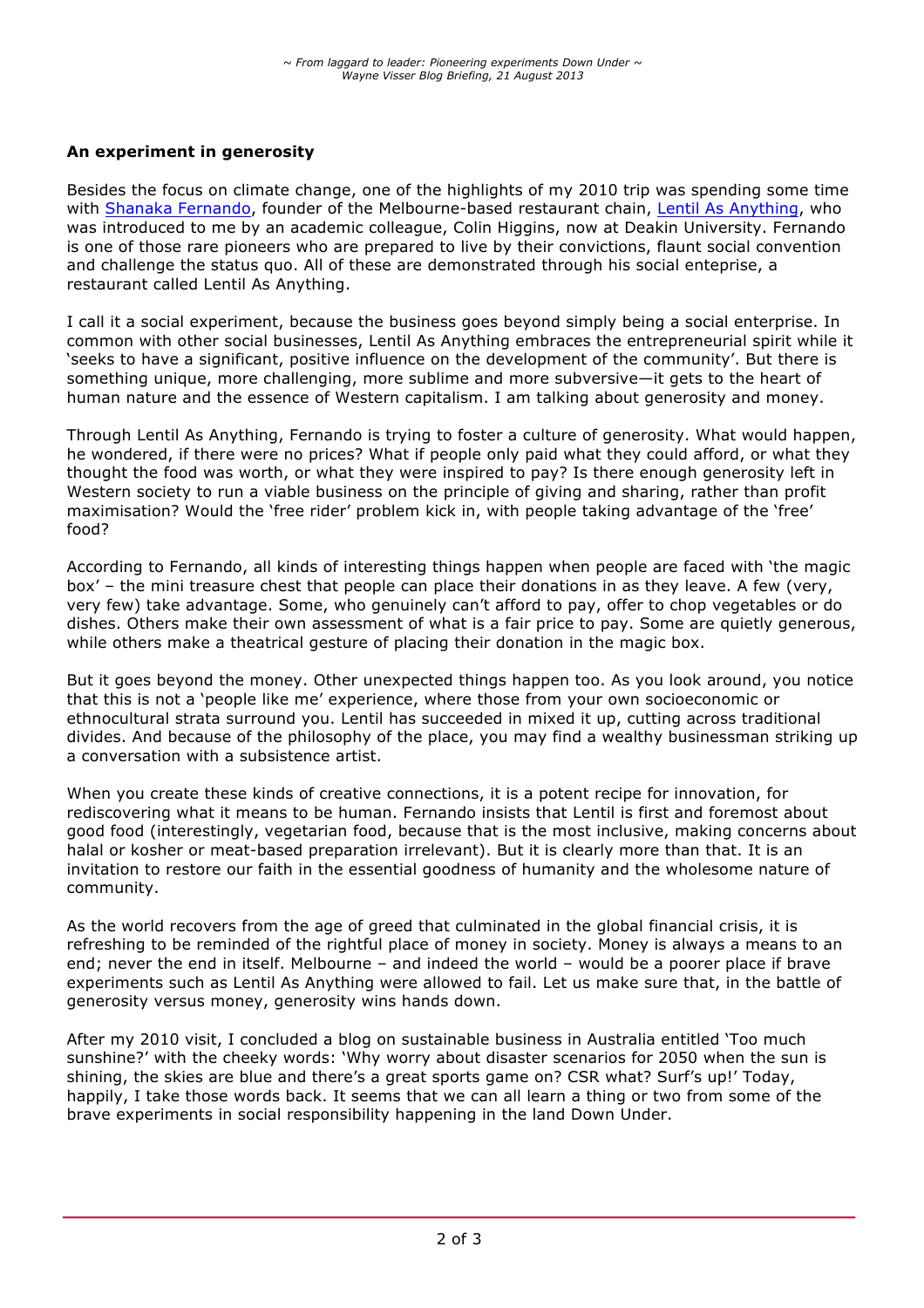### An experiment in generosity

Besides the focus on climate change, one of the highlights of my 2010 trip was spending some time with Shanaka Fernando, founder of the Melbourne-based restaurant chain, Lentil As Anything, who was introduced to me by an academic colleague, Colin Higgins, now at Deakin University. Fernando is one of those rare pioneers who are prepared to live by their convictions, flaunt social convention and challenge the status quo. All of these are demonstrated through his social enteprise, a restaurant called Lentil As Anything.

I call it a social experiment, because the business goes beyond simply being a social enterprise. In common with other social businesses, Lentil As Anything embraces the entrepreneurial spirit while it 'seeks to have a significant, positive influence on the development of the community'. But there is something unique, more challenging, more sublime and more subversive—it gets to the heart of human nature and the essence of Western capitalism. I am talking about generosity and money.

Through Lentil As Anything, Fernando is trying to foster a culture of generosity. What would happen, he wondered, if there were no prices? What if people only paid what they could afford, or what they thought the food was worth, or what they were inspired to pay? Is there enough generosity left in Western society to run a viable business on the principle of giving and sharing, rather than profit maximisation? Would the 'free rider' problem kick in, with people taking advantage of the 'free' food?

According to Fernando, all kinds of interesting things happen when people are faced with 'the magic box' – the mini treasure chest that people can place their donations in as they leave. A few (very, very few) take advantage. Some, who genuinely can't afford to pay, offer to chop vegetables or do dishes. Others make their own assessment of what is a fair price to pay. Some are quietly generous, while others make a theatrical gesture of placing their donation in the magic box.

But it goes beyond the money. Other unexpected things happen too. As you look around, you notice that this is not a 'people like me' experience, where those from your own socioeconomic or ethnocultural strata surround you. Lentil has succeeded in mixed it up, cutting across traditional divides. And because of the philosophy of the place, you may find a wealthy businessman striking up a conversation with a subsistence artist.

When you create these kinds of creative connections, it is a potent recipe for innovation, for rediscovering what it means to be human. Fernando insists that Lentil is first and foremost about good food (interestingly, vegetarian food, because that is the most inclusive, making concerns about halal or kosher or meat-based preparation irrelevant). But it is clearly more than that. It is an invitation to restore our faith in the essential goodness of humanity and the wholesome nature of community.

As the world recovers from the age of greed that culminated in the global financial crisis, it is refreshing to be reminded of the rightful place of money in society. Money is always a means to an end; never the end in itself. Melbourne – and indeed the world – would be a poorer place if brave experiments such as Lentil As Anything were allowed to fail. Let us make sure that, in the battle of generosity versus money, generosity wins hands down.

After my 2010 visit, I concluded a blog on sustainable business in Australia entitled 'Too much sunshine?' with the cheeky words: 'Why worry about disaster scenarios for 2050 when the sun is shining, the skies are blue and there's a great sports game on? CSR what? Surf's up!' Today, happily, I take those words back. It seems that we can all learn a thing or two from some of the brave experiments in social responsibility happening in the land Down Under.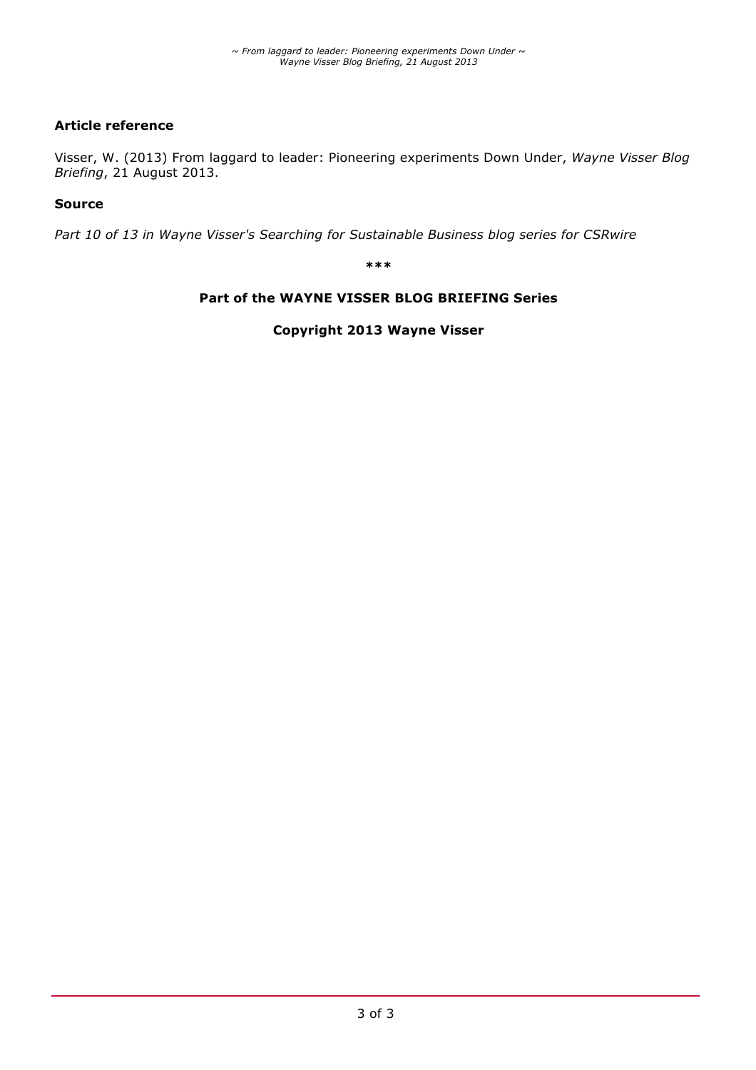### Article reference

Visser, W. (2013) From laggard to leader: Pioneering experiments Down Under, *Wayne Visser Blog Briefing*, 21 August 2013.

### Source

*Part 10 of 13 in Wayne Visser's Searching for Sustainable Business blog series for CSRwire*

***

**Part of the WAYNE VISSER BLOG BRIEFING Series**

**Copyright 2013 Wayne Visser**